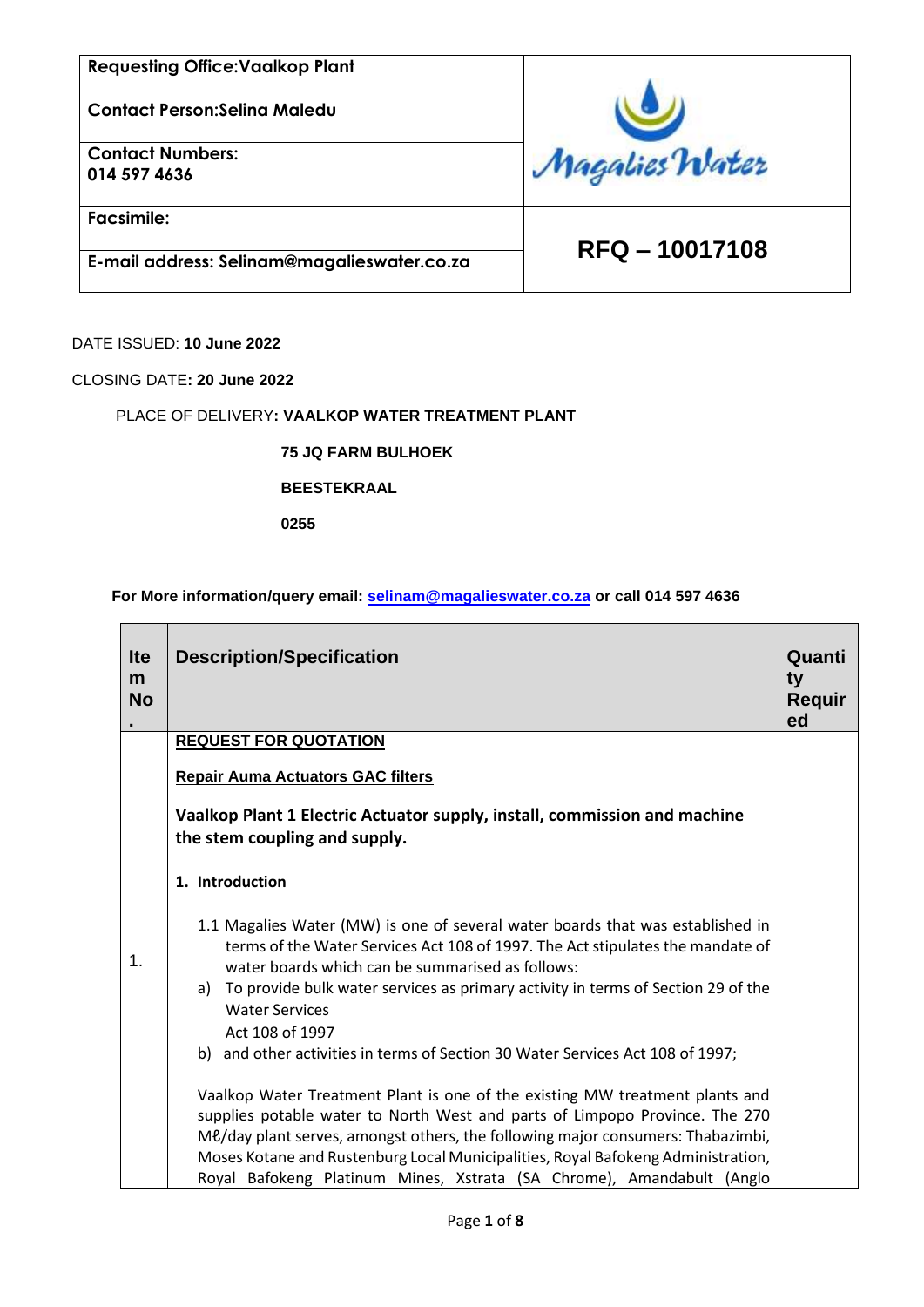| Requesting Office:Vaalkop Plant | Magalies Water |
|---|---|
| Contact Person:Selina Maledu | |
| Contact Numbers: 014 597 4636 | |
| Facsimile: | RFQ – 10017108 |
| E-mail address: Selinam@magalieswater.co.za | |

DATE ISSUED: **10 June 2022**

CLOSING DATE**: 20 June 2022**

PLACE OF DELIVERY**: VAALKOP WATER TREATMENT PLANT**

**75 JQ FARM BULHOEK**

**BEESTEKRAAL**

**0255**

**For More information/query email: selinam@magalieswater.co.za or call 014 597 4636**

| Item No. | Description/Specification | Quantity Required |
|---|---|---|
| 1. | **REQUEST FOR QUOTATION**<br><br>**Repair Auma Actuators GAC filters**<br><br>**Vaalkop Plant 1 Electric Actuator supply, install, commission and machine the stem coupling and supply.**<br><br>**1. Introduction**<br><br>1.1 Magalies Water (MW) is one of several water boards that was established in terms of the Water Services Act 108 of 1997. The Act stipulates the mandate of water boards which can be summarised as follows:<br>a) To provide bulk water services as primary activity in terms of Section 29 of the Water Services Act 108 of 1997<br>b) and other activities in terms of Section 30 Water Services Act 108 of 1997;<br><br>Vaalkop Water Treatment Plant is one of the existing MW treatment plants and supplies potable water to North West and parts of Limpopo Province. The 270 Mℓ/day plant serves, amongst others, the following major consumers: Thabazimbi, Moses Kotane and Rustenburg Local Municipalities, Royal Bafokeng Administration, Royal Bafokeng Platinum Mines, Xstrata (SA Chrome), Amandabult (Anglo | |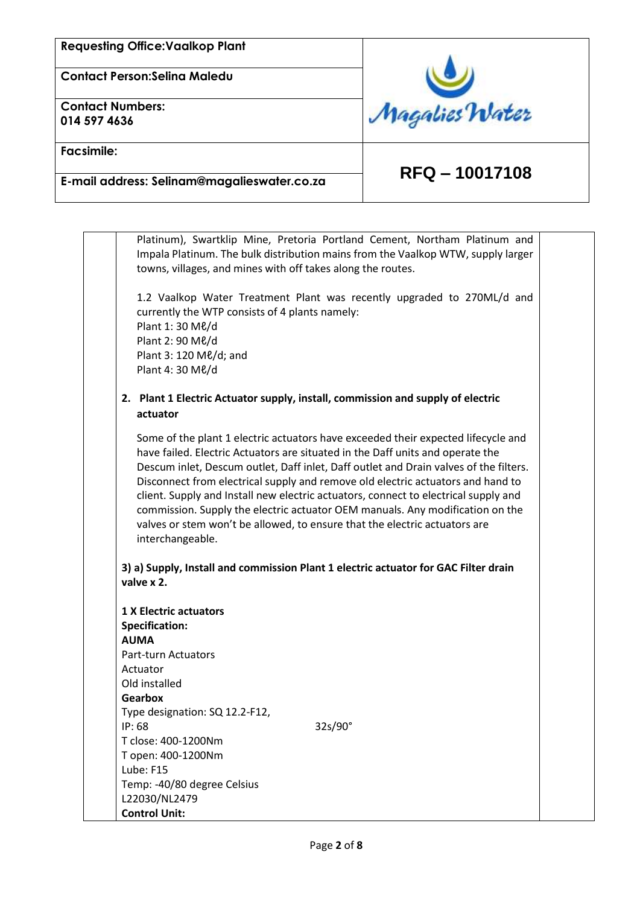| Requesting Office: Vaalkop Plant | Magalies Water |
|---|---|
| Contact Person: Selina Maledu | |
| Contact Numbers: 014 597 4636 | |
| Facsimile: | RFQ – 10017108 |
| E-mail address: Selinam@magalieswater.co.za | |

Platinum), Swartklip Mine, Pretoria Portland Cement, Northam Platinum and Impala Platinum. The bulk distribution mains from the Vaalkop WTW, supply larger towns, villages, and mines with off takes along the routes.

1.2 Vaalkop Water Treatment Plant was recently upgraded to 270ML/d and currently the WTP consists of 4 plants namely:
Plant 1: 30 Mℓ/d
Plant 2: 90 Mℓ/d
Plant 3: 120 Mℓ/d; and
Plant 4: 30 Mℓ/d

**2. Plant 1 Electric Actuator supply, install, commission and supply of electric actuator**

Some of the plant 1 electric actuators have exceeded their expected lifecycle and have failed. Electric Actuators are situated in the Daff units and operate the Descum inlet, Descum outlet, Daff inlet, Daff outlet and Drain valves of the filters. Disconnect from electrical supply and remove old electric actuators and hand to client. Supply and Install new electric actuators, connect to electrical supply and commission. Supply the electric actuator OEM manuals. Any modification on the valves or stem won't be allowed, to ensure that the electric actuators are interchangeable.

**3) a) Supply, Install and commission Plant 1 electric actuator for GAC Filter drain valve x 2.**

**1 X Electric actuators**
**Specification:**
**AUMA**
Part-turn Actuators
Actuator
Old installed
**Gearbox**
Type designation: SQ 12.2-F12,
IP: 68 32s/90°
T close: 400-1200Nm
T open: 400-1200Nm
Lube: F15
Temp: -40/80 degree Celsius
L22030/NL2479
**Control Unit:**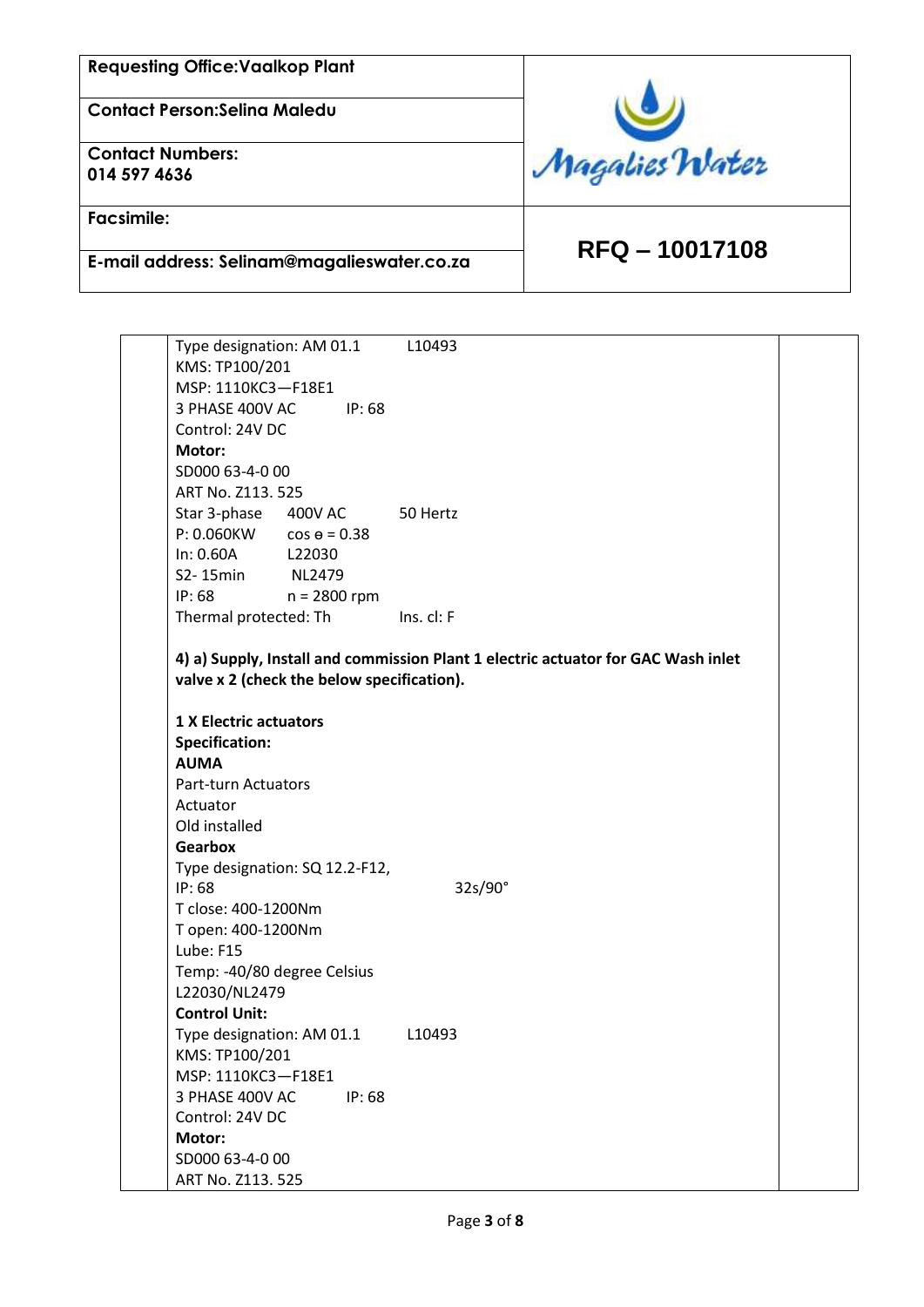| Requesting Office: Vaalkop Plant | Magalies Water |
|---|---|
| Contact Person: Selina Maledu | |
| Contact Numbers: 014 597 4636 | |
| Facsimile: | RFQ – 10017108 |
| E-mail address: Selinam@magalieswater.co.za | |

Type designation: AM 01.1 L10493
KMS: TP100/201
MSP: 1110KC3—F18E1
3 PHASE 400V AC IP: 68
Control: 24V DC
**Motor:**
SD000 63-4-0 00
ART No. Z113. 525
Star 3-phase 400V AC 50 Hertz
P: 0.060KW cos ɵ = 0.38
In: 0.60A L22030
S2- 15min NL2479
IP: 68 n = 2800 rpm
Thermal protected: Th Ins. cl: F

**4) a) Supply, Install and commission Plant 1 electric actuator for GAC Wash inlet valve x 2 (check the below specification).**

**1 X Electric actuators**
**Specification:**
**AUMA**
Part-turn Actuators
Actuator
Old installed
**Gearbox**
Type designation: SQ 12.2-F12,
IP: 68 32s/90°
T close: 400-1200Nm
T open: 400-1200Nm
Lube: F15
Temp: -40/80 degree Celsius
L22030/NL2479
**Control Unit:**
Type designation: AM 01.1 L10493
KMS: TP100/201
MSP: 1110KC3—F18E1
3 PHASE 400V AC IP: 68
Control: 24V DC
**Motor:**
SD000 63-4-0 00
ART No. Z113. 525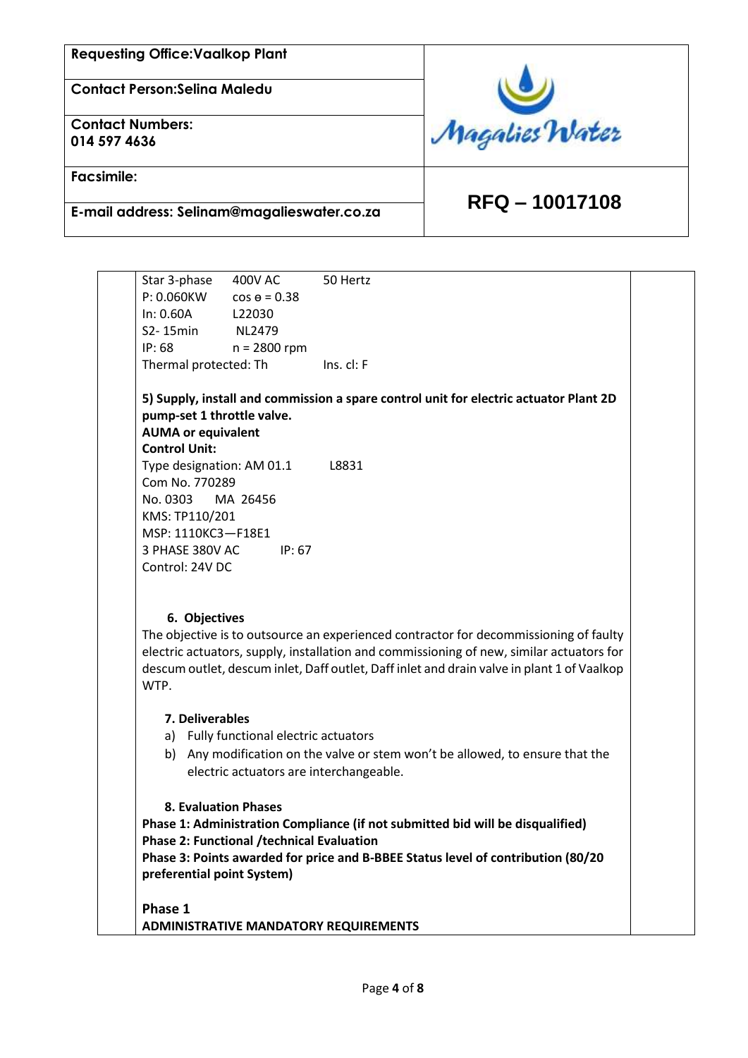| Requesting Office: Vaalkop Plant | |
|---|---|
| Contact Person: Selina Maledu | Magalies Water |
| Contact Numbers: 014 597 4636 | |
| Facsimile: | RFQ – 10017108 |
| E-mail address: Selinam@magalieswater.co.za | |

Star 3-phase  400V AC  50 Hertz
P: 0.060KW  cos ө = 0.38
In: 0.60A  L22030
S2- 15min  NL2479
IP: 68  n = 2800 rpm
Thermal protected: Th  Ins. cl: F

**5) Supply, install and commission a spare control unit for electric actuator Plant 2D pump-set 1 throttle valve.**
**AUMA or equivalent**
**Control Unit:**
Type designation: AM 01.1  L8831
Com No. 770289
No. 0303  MA 26456
KMS: TP110/201
MSP: 1110KC3—F18E1
3 PHASE 380V AC  IP: 67
Control: 24V DC

**6. Objectives**

The objective is to outsource an experienced contractor for decommissioning of faulty electric actuators, supply, installation and commissioning of new, similar actuators for descum outlet, descum inlet, Daff outlet, Daff inlet and drain valve in plant 1 of Vaalkop WTP.

**7. Deliverables**

a) Fully functional electric actuators
b) Any modification on the valve or stem won't be allowed, to ensure that the electric actuators are interchangeable.

**8. Evaluation Phases**

**Phase 1: Administration Compliance (if not submitted bid will be disqualified)**
**Phase 2: Functional /technical Evaluation**
**Phase 3: Points awarded for price and B-BBEE Status level of contribution (80/20 preferential point System)**

**Phase 1**
**ADMINISTRATIVE MANDATORY REQUIREMENTS**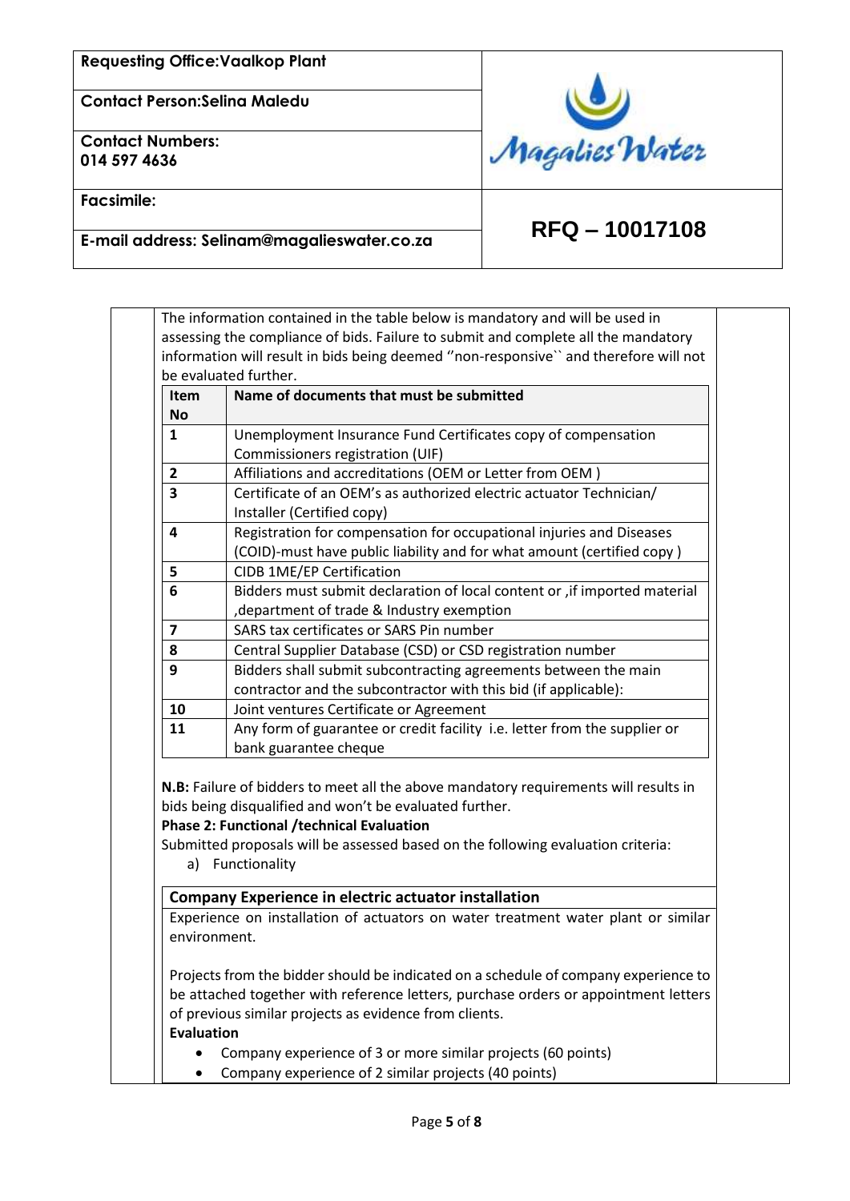| Requesting Office:Vaalkop Plant | Magalies Water |
|---|---|
| Contact Person:Selina Maledu | |
| Contact Numbers: 014 597 4636 | |
| Facsimile: | RFQ – 10017108 |
| E-mail address: Selinam@magalieswater.co.za | |

The information contained in the table below is mandatory and will be used in assessing the compliance of bids. Failure to submit and complete all the mandatory information will result in bids being deemed ''non-responsive`` and therefore will not be evaluated further.

| Item No | Name of documents that must be submitted |
|---|---|
| 1 | Unemployment Insurance Fund Certificates copy of compensation Commissioners registration (UIF) |
| 2 | Affiliations and accreditations (OEM or Letter from OEM ) |
| 3 | Certificate of an OEM's as authorized electric actuator Technician/ Installer (Certified copy) |
| 4 | Registration for compensation for occupational injuries and Diseases (COID)-must have public liability and for what amount (certified copy ) |
| 5 | CIDB 1ME/EP Certification |
| 6 | Bidders must submit declaration of local content or ,if imported material ,department of trade & Industry exemption |
| 7 | SARS tax certificates or SARS Pin number |
| 8 | Central Supplier Database (CSD) or CSD registration number |
| 9 | Bidders shall submit subcontracting agreements between the main contractor and the subcontractor with this bid (if applicable): |
| 10 | Joint ventures Certificate or Agreement |
| 11 | Any form of guarantee or credit facility i.e. letter from the supplier or bank guarantee cheque |

**N.B:** Failure of bidders to meet all the above mandatory requirements will results in bids being disqualified and won't be evaluated further.

**Phase 2: Functional /technical Evaluation**

Submitted proposals will be assessed based on the following evaluation criteria:

a) Functionality

**Company Experience in electric actuator installation**

Experience on installation of actuators on water treatment water plant or similar environment.

Projects from the bidder should be indicated on a schedule of company experience to be attached together with reference letters, purchase orders or appointment letters of previous similar projects as evidence from clients.

**Evaluation**

- Company experience of 3 or more similar projects (60 points)
- Company experience of 2 similar projects (40 points)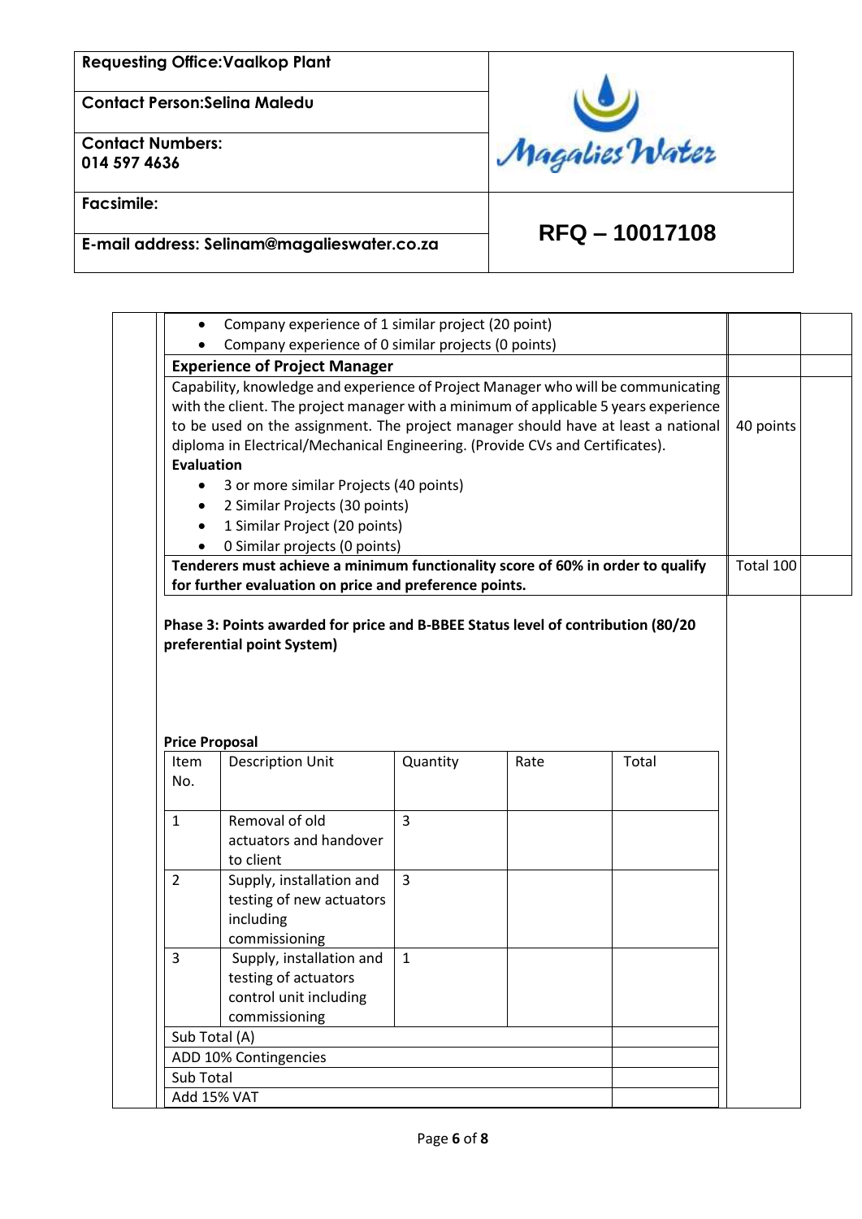| Requesting Office: Vaalkop Plant | |
|---|---|
| Contact Person: Selina Maledu | |
| Contact Numbers: 014 597 4636 | |
| Facsimile: | RFQ – 10017108 |
| E-mail address: Selinam@magalieswater.co.za | |

| | | |
|---|---|---|
| • Company experience of 1 similar project (20 point)<br>• Company experience of 0 similar projects (0 points) | | |
| **Experience of Project Manager** | | |
| Capability, knowledge and experience of Project Manager who will be communicating with the client. The project manager with a minimum of applicable 5 years experience to be used on the assignment. The project manager should have at least a national diploma in Electrical/Mechanical Engineering. (Provide CVs and Certificates).<br>**Evaluation**<br>• 3 or more similar Projects (40 points)<br>• 2 Similar Projects (30 points)<br>• 1 Similar Project (20 points)<br>• 0 Similar projects (0 points) | 40 points | |
| **Tenderers must achieve a minimum functionality score of 60% in order to qualify for further evaluation on price and preference points.** | Total 100 | |

**Phase 3: Points awarded for price and B-BBEE Status level of contribution (80/20 preferential point System)**

**Price Proposal**

| Item No. | Description Unit | Quantity | Rate | Total |
|---|---|---|---|---|
| 1 | Removal of old actuators and handover to client | 3 | | |
| 2 | Supply, installation and testing of new actuators including commissioning | 3 | | |
| 3 | Supply, installation and testing of actuators control unit including commissioning | 1 | | |
| Sub Total (A) | | | | |
| ADD 10% Contingencies | | | | |
| Sub Total | | | | |
| Add 15% VAT | | | | |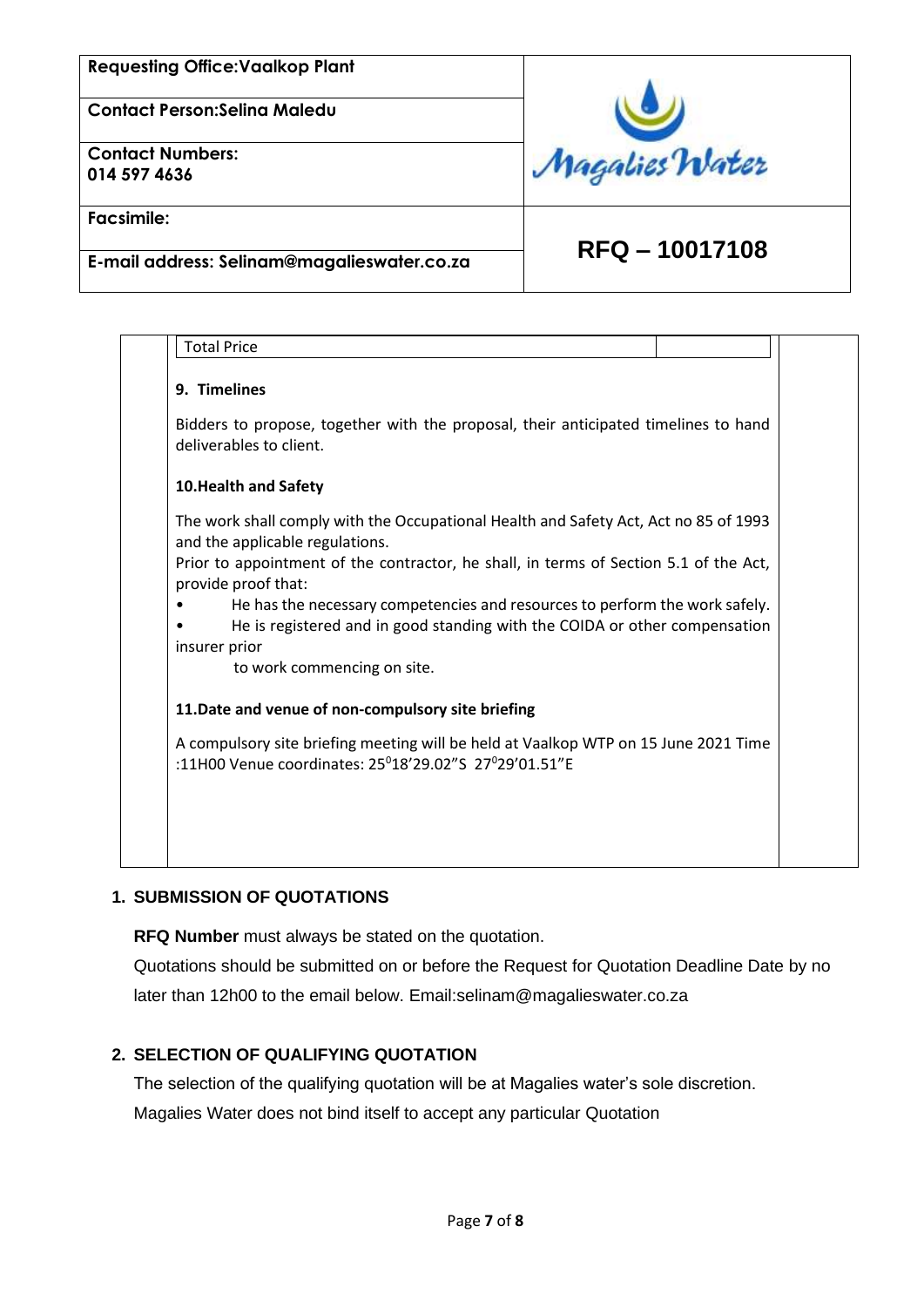| Requesting Office:Vaalkop Plant | Magalies Water |
|---|---|
| Contact Person:Selina Maledu | |
| Contact Numbers: 014 597 4636 | |
| Facsimile: | RFQ – 10017108 |
| E-mail address: Selinam@magalieswater.co.za | |

| Total Price | |
|---|---|

**9. Timelines**

Bidders to propose, together with the proposal, their anticipated timelines to hand deliverables to client.

**10.Health and Safety**

The work shall comply with the Occupational Health and Safety Act, Act no 85 of 1993 and the applicable regulations.
Prior to appointment of the contractor, he shall, in terms of Section 5.1 of the Act, provide proof that:

- He has the necessary competencies and resources to perform the work safely.
- He is registered and in good standing with the COIDA or other compensation insurer prior to work commencing on site.

**11.Date and venue of non-compulsory site briefing**

A compulsory site briefing meeting will be held at Vaalkop WTP on 15 June 2021 Time :11H00 Venue coordinates: 25⁰18'29.02"S 27⁰29'01.51"E

## 1. SUBMISSION OF QUOTATIONS

**RFQ Number** must always be stated on the quotation.

Quotations should be submitted on or before the Request for Quotation Deadline Date by no later than 12h00 to the email below. Email:selinam@magalieswater.co.za

## 2. SELECTION OF QUALIFYING QUOTATION

The selection of the qualifying quotation will be at Magalies water's sole discretion.
Magalies Water does not bind itself to accept any particular Quotation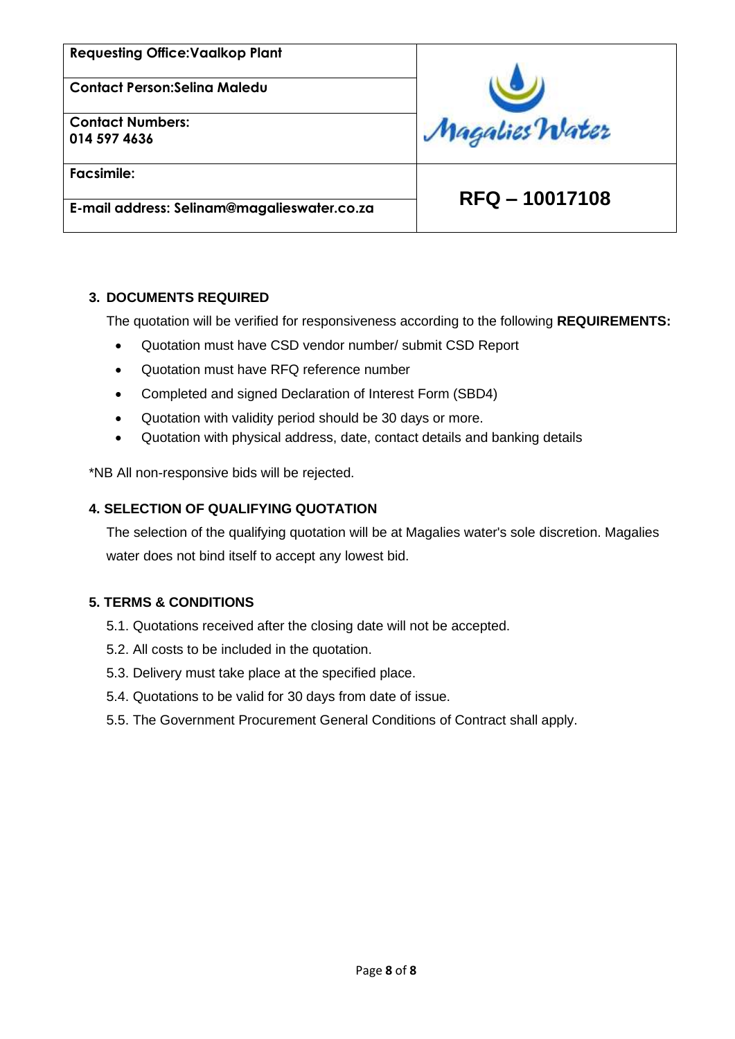| | |
|---|---|
| **Requesting Office:Vaalkop Plant** | Magalies Water |
| **Contact Person:Selina Maledu** | |
| **Contact Numbers:**<br>**014 597 4636** | |
| **Facsimile:** | **RFQ – 10017108** |
| **E-mail address: Selinam@magalieswater.co.za** | |

### 3. DOCUMENTS REQUIRED

The quotation will be verified for responsiveness according to the following **REQUIREMENTS:**

- Quotation must have CSD vendor number/ submit CSD Report
- Quotation must have RFQ reference number
- Completed and signed Declaration of Interest Form (SBD4)
- Quotation with validity period should be 30 days or more.
- Quotation with physical address, date, contact details and banking details

*NB All non-responsive bids will be rejected.

### 4. SELECTION OF QUALIFYING QUOTATION

The selection of the qualifying quotation will be at Magalies water's sole discretion. Magalies water does not bind itself to accept any lowest bid.

### 5. TERMS & CONDITIONS

5.1. Quotations received after the closing date will not be accepted.

5.2. All costs to be included in the quotation.

5.3. Delivery must take place at the specified place.

5.4. Quotations to be valid for 30 days from date of issue.

5.5. The Government Procurement General Conditions of Contract shall apply.